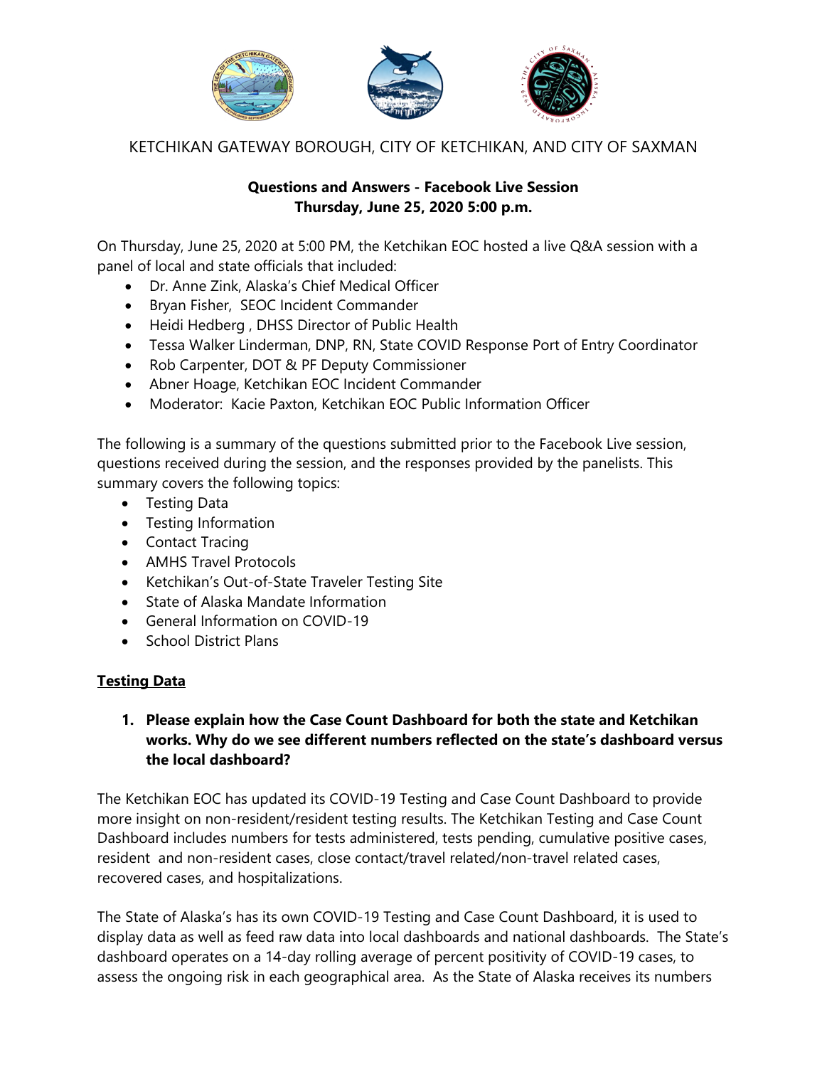KETCHIKAN GATEWAY BOROUGH, CITY OF KETCHIKAN, AND CITY OF SAXMAN

**Questions and Answers - Facebook Live Session**
**Thursday, June 25, 2020 5:00 p.m.**

On Thursday, June 25, 2020 at 5:00 PM, the Ketchikan EOC hosted a live Q&A session with a panel of local and state officials that included:

- Dr. Anne Zink, Alaska's Chief Medical Officer
- Bryan Fisher, SEOC Incident Commander
- Heidi Hedberg , DHSS Director of Public Health
- Tessa Walker Linderman, DNP, RN, State COVID Response Port of Entry Coordinator
- Rob Carpenter, DOT & PF Deputy Commissioner
- Abner Hoage, Ketchikan EOC Incident Commander
- Moderator: Kacie Paxton, Ketchikan EOC Public Information Officer

The following is a summary of the questions submitted prior to the Facebook Live session, questions received during the session, and the responses provided by the panelists. This summary covers the following topics:

- Testing Data
- Testing Information
- Contact Tracing
- AMHS Travel Protocols
- Ketchikan's Out-of-State Traveler Testing Site
- State of Alaska Mandate Information
- General Information on COVID-19
- School District Plans

## Testing Data

1. **Please explain how the Case Count Dashboard for both the state and Ketchikan works. Why do we see different numbers reflected on the state's dashboard versus the local dashboard?**

The Ketchikan EOC has updated its COVID-19 Testing and Case Count Dashboard to provide more insight on non-resident/resident testing results. The Ketchikan Testing and Case Count Dashboard includes numbers for tests administered, tests pending, cumulative positive cases, resident and non-resident cases, close contact/travel related/non-travel related cases, recovered cases, and hospitalizations.

The State of Alaska's has its own COVID-19 Testing and Case Count Dashboard, it is used to display data as well as feed raw data into local dashboards and national dashboards. The State's dashboard operates on a 14-day rolling average of percent positivity of COVID-19 cases, to assess the ongoing risk in each geographical area. As the State of Alaska receives its numbers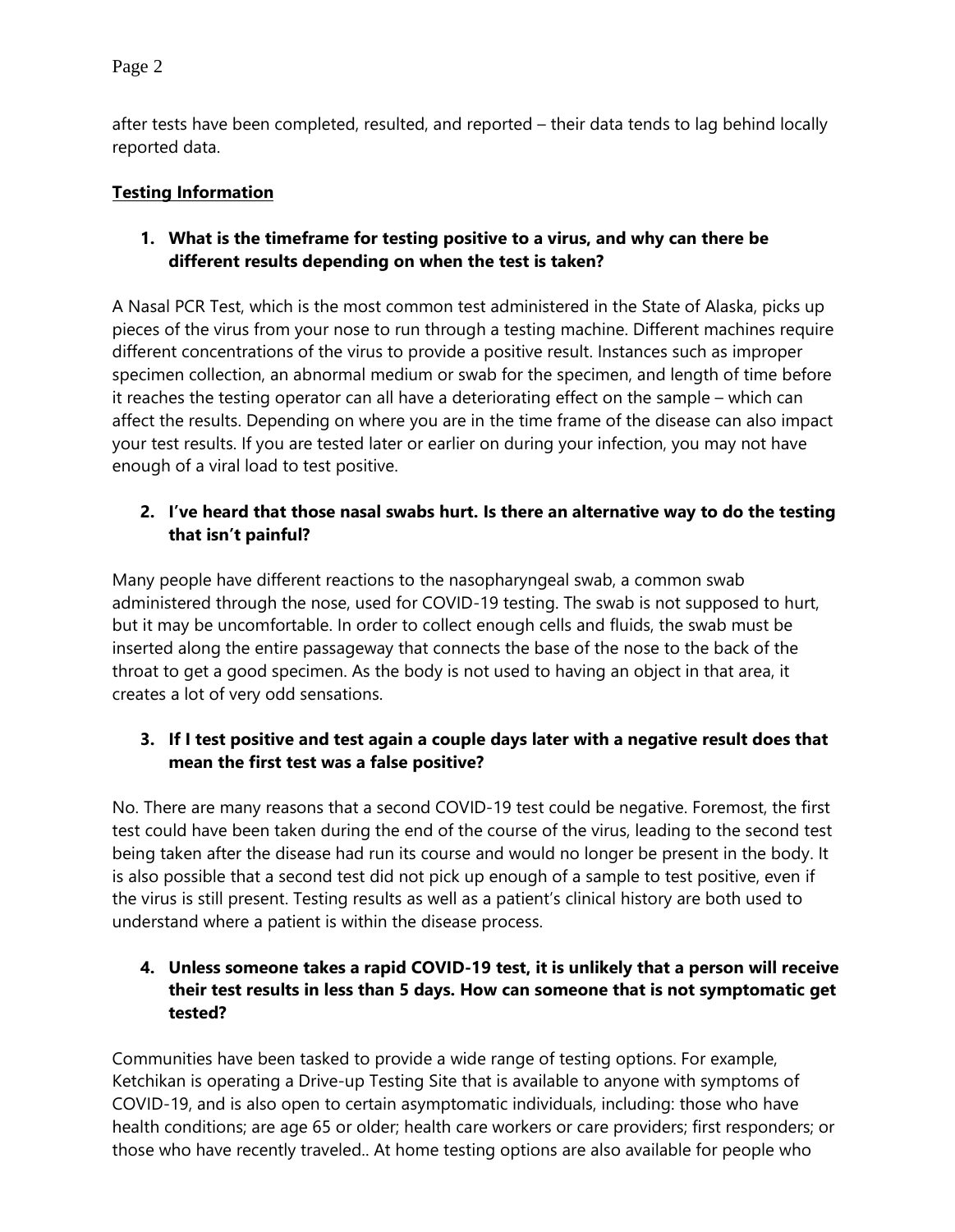after tests have been completed, resulted, and reported – their data tends to lag behind locally reported data.

## Testing Information

**1. What is the timeframe for testing positive to a virus, and why can there be different results depending on when the test is taken?**

A Nasal PCR Test, which is the most common test administered in the State of Alaska, picks up pieces of the virus from your nose to run through a testing machine. Different machines require different concentrations of the virus to provide a positive result. Instances such as improper specimen collection, an abnormal medium or swab for the specimen, and length of time before it reaches the testing operator can all have a deteriorating effect on the sample – which can affect the results. Depending on where you are in the time frame of the disease can also impact your test results. If you are tested later or earlier on during your infection, you may not have enough of a viral load to test positive.

**2. I've heard that those nasal swabs hurt. Is there an alternative way to do the testing that isn't painful?**

Many people have different reactions to the nasopharyngeal swab, a common swab administered through the nose, used for COVID-19 testing. The swab is not supposed to hurt, but it may be uncomfortable. In order to collect enough cells and fluids, the swab must be inserted along the entire passageway that connects the base of the nose to the back of the throat to get a good specimen. As the body is not used to having an object in that area, it creates a lot of very odd sensations.

**3. If I test positive and test again a couple days later with a negative result does that mean the first test was a false positive?**

No. There are many reasons that a second COVID-19 test could be negative. Foremost, the first test could have been taken during the end of the course of the virus, leading to the second test being taken after the disease had run its course and would no longer be present in the body. It is also possible that a second test did not pick up enough of a sample to test positive, even if the virus is still present. Testing results as well as a patient's clinical history are both used to understand where a patient is within the disease process.

**4. Unless someone takes a rapid COVID-19 test, it is unlikely that a person will receive their test results in less than 5 days. How can someone that is not symptomatic get tested?**

Communities have been tasked to provide a wide range of testing options. For example, Ketchikan is operating a Drive-up Testing Site that is available to anyone with symptoms of COVID-19, and is also open to certain asymptomatic individuals, including: those who have health conditions; are age 65 or older; health care workers or care providers; first responders; or those who have recently traveled.. At home testing options are also available for people who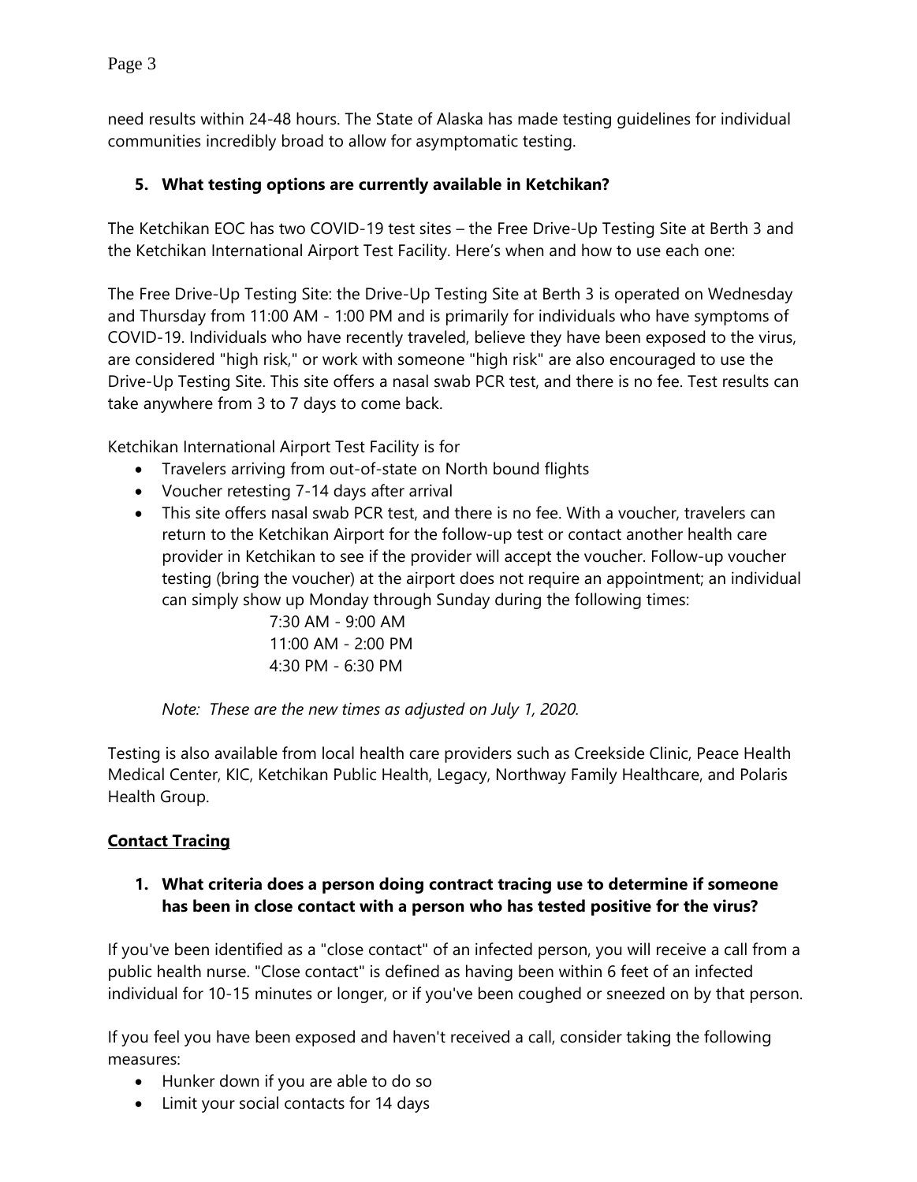need results within 24-48 hours. The State of Alaska has made testing guidelines for individual communities incredibly broad to allow for asymptomatic testing.

5. **What testing options are currently available in Ketchikan?**

The Ketchikan EOC has two COVID-19 test sites – the Free Drive-Up Testing Site at Berth 3 and the Ketchikan International Airport Test Facility. Here's when and how to use each one:

The Free Drive-Up Testing Site: the Drive-Up Testing Site at Berth 3 is operated on Wednesday and Thursday from 11:00 AM - 1:00 PM and is primarily for individuals who have symptoms of COVID-19. Individuals who have recently traveled, believe they have been exposed to the virus, are considered "high risk," or work with someone "high risk" are also encouraged to use the Drive-Up Testing Site. This site offers a nasal swab PCR test, and there is no fee. Test results can take anywhere from 3 to 7 days to come back.

Ketchikan International Airport Test Facility is for

- Travelers arriving from out-of-state on North bound flights
- Voucher retesting 7-14 days after arrival
- This site offers nasal swab PCR test, and there is no fee. With a voucher, travelers can return to the Ketchikan Airport for the follow-up test or contact another health care provider in Ketchikan to see if the provider will accept the voucher. Follow-up voucher testing (bring the voucher) at the airport does not require an appointment; an individual can simply show up Monday through Sunday during the following times:

  7:30 AM - 9:00 AM
  11:00 AM - 2:00 PM
  4:30 PM - 6:30 PM

  *Note: These are the new times as adjusted on July 1, 2020.*

Testing is also available from local health care providers such as Creekside Clinic, Peace Health Medical Center, KIC, Ketchikan Public Health, Legacy, Northway Family Healthcare, and Polaris Health Group.

## **Contact Tracing**

1. **What criteria does a person doing contract tracing use to determine if someone has been in close contact with a person who has tested positive for the virus?**

If you've been identified as a "close contact" of an infected person, you will receive a call from a public health nurse. "Close contact" is defined as having been within 6 feet of an infected individual for 10-15 minutes or longer, or if you've been coughed or sneezed on by that person.

If you feel you have been exposed and haven't received a call, consider taking the following measures:

- Hunker down if you are able to do so
- Limit your social contacts for 14 days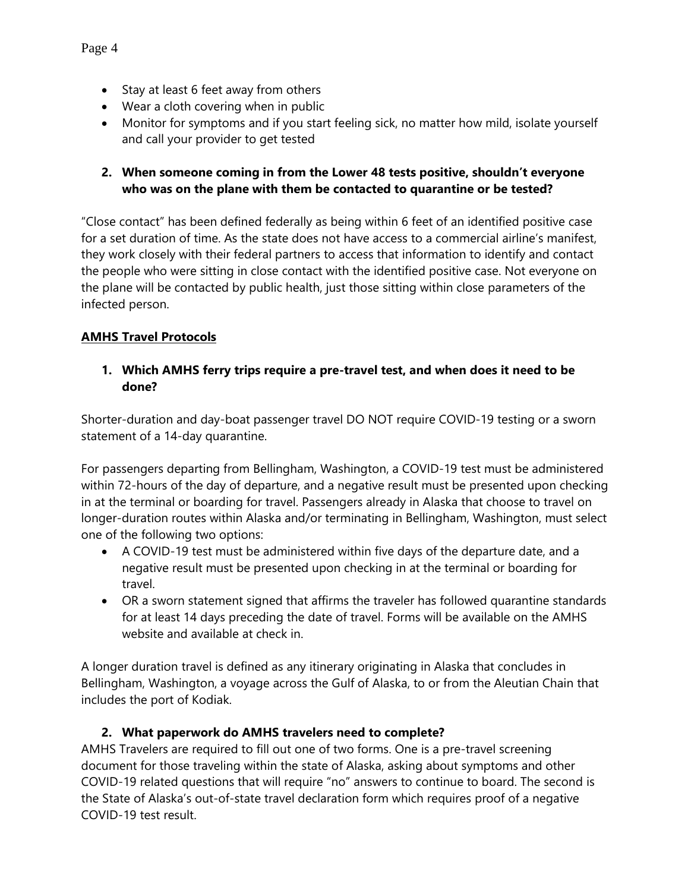- Stay at least 6 feet away from others
- Wear a cloth covering when in public
- Monitor for symptoms and if you start feeling sick, no matter how mild, isolate yourself and call your provider to get tested

**2. When someone coming in from the Lower 48 tests positive, shouldn't everyone who was on the plane with them be contacted to quarantine or be tested?**

"Close contact" has been defined federally as being within 6 feet of an identified positive case for a set duration of time. As the state does not have access to a commercial airline's manifest, they work closely with their federal partners to access that information to identify and contact the people who were sitting in close contact with the identified positive case. Not everyone on the plane will be contacted by public health, just those sitting within close parameters of the infected person.

## AMHS Travel Protocols

**1. Which AMHS ferry trips require a pre-travel test, and when does it need to be done?**

Shorter-duration and day-boat passenger travel DO NOT require COVID-19 testing or a sworn statement of a 14-day quarantine.

For passengers departing from Bellingham, Washington, a COVID-19 test must be administered within 72-hours of the day of departure, and a negative result must be presented upon checking in at the terminal or boarding for travel. Passengers already in Alaska that choose to travel on longer-duration routes within Alaska and/or terminating in Bellingham, Washington, must select one of the following two options:

- A COVID-19 test must be administered within five days of the departure date, and a negative result must be presented upon checking in at the terminal or boarding for travel.
- OR a sworn statement signed that affirms the traveler has followed quarantine standards for at least 14 days preceding the date of travel. Forms will be available on the AMHS website and available at check in.

A longer duration travel is defined as any itinerary originating in Alaska that concludes in Bellingham, Washington, a voyage across the Gulf of Alaska, to or from the Aleutian Chain that includes the port of Kodiak.

**2. What paperwork do AMHS travelers need to complete?**

AMHS Travelers are required to fill out one of two forms. One is a pre-travel screening document for those traveling within the state of Alaska, asking about symptoms and other COVID-19 related questions that will require "no" answers to continue to board. The second is the State of Alaska's out-of-state travel declaration form which requires proof of a negative COVID-19 test result.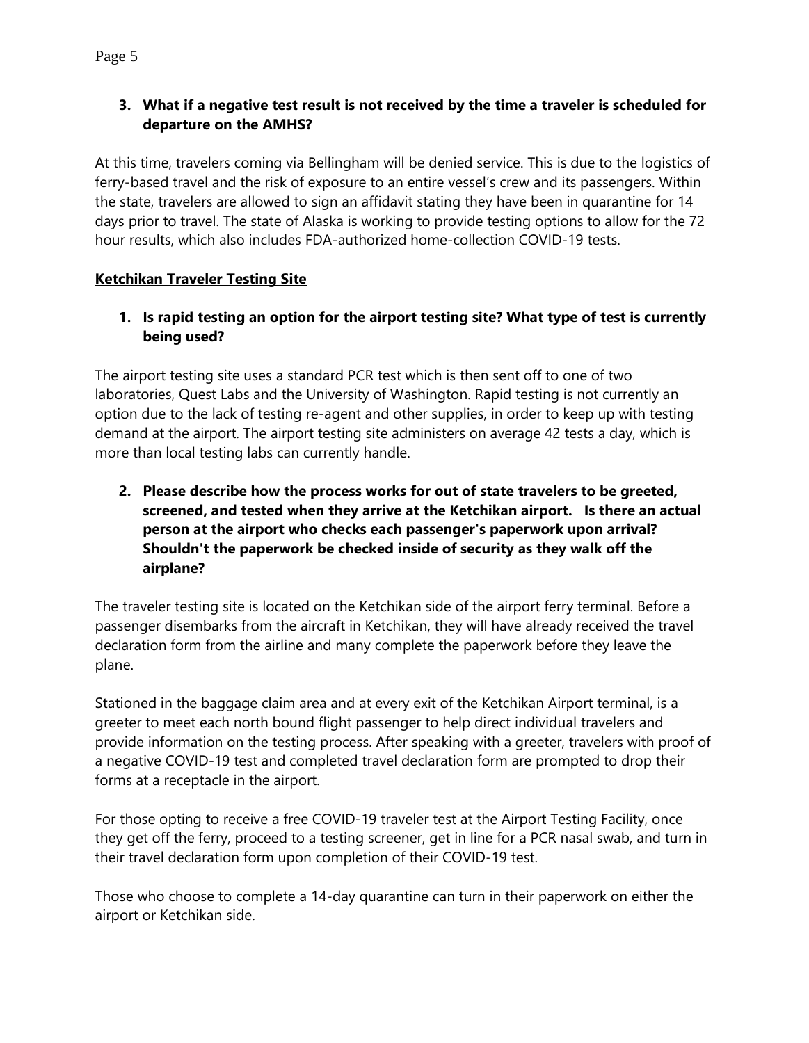**3. What if a negative test result is not received by the time a traveler is scheduled for departure on the AMHS?**

At this time, travelers coming via Bellingham will be denied service. This is due to the logistics of ferry-based travel and the risk of exposure to an entire vessel's crew and its passengers. Within the state, travelers are allowed to sign an affidavit stating they have been in quarantine for 14 days prior to travel. The state of Alaska is working to provide testing options to allow for the 72 hour results, which also includes FDA-authorized home-collection COVID-19 tests.

**Ketchikan Traveler Testing Site**

**1. Is rapid testing an option for the airport testing site? What type of test is currently being used?**

The airport testing site uses a standard PCR test which is then sent off to one of two laboratories, Quest Labs and the University of Washington. Rapid testing is not currently an option due to the lack of testing re-agent and other supplies, in order to keep up with testing demand at the airport. The airport testing site administers on average 42 tests a day, which is more than local testing labs can currently handle.

**2. Please describe how the process works for out of state travelers to be greeted, screened, and tested when they arrive at the Ketchikan airport. Is there an actual person at the airport who checks each passenger's paperwork upon arrival? Shouldn't the paperwork be checked inside of security as they walk off the airplane?**

The traveler testing site is located on the Ketchikan side of the airport ferry terminal. Before a passenger disembarks from the aircraft in Ketchikan, they will have already received the travel declaration form from the airline and many complete the paperwork before they leave the plane.

Stationed in the baggage claim area and at every exit of the Ketchikan Airport terminal, is a greeter to meet each north bound flight passenger to help direct individual travelers and provide information on the testing process. After speaking with a greeter, travelers with proof of a negative COVID-19 test and completed travel declaration form are prompted to drop their forms at a receptacle in the airport.

For those opting to receive a free COVID-19 traveler test at the Airport Testing Facility, once they get off the ferry, proceed to a testing screener, get in line for a PCR nasal swab, and turn in their travel declaration form upon completion of their COVID-19 test.

Those who choose to complete a 14-day quarantine can turn in their paperwork on either the airport or Ketchikan side.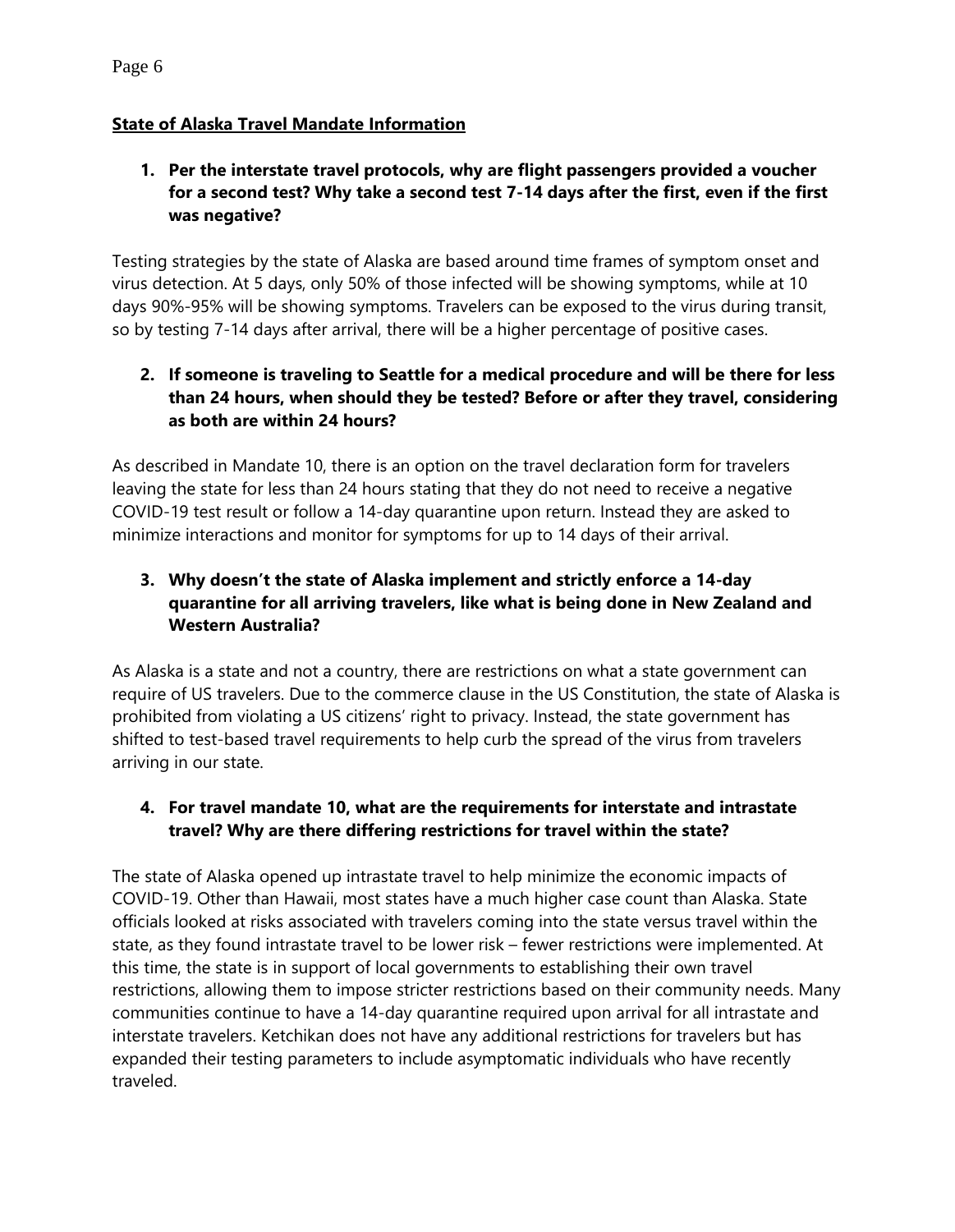**State of Alaska Travel Mandate Information**

1. **Per the interstate travel protocols, why are flight passengers provided a voucher for a second test? Why take a second test 7-14 days after the first, even if the first was negative?**

Testing strategies by the state of Alaska are based around time frames of symptom onset and virus detection. At 5 days, only 50% of those infected will be showing symptoms, while at 10 days 90%-95% will be showing symptoms. Travelers can be exposed to the virus during transit, so by testing 7-14 days after arrival, there will be a higher percentage of positive cases.

2. **If someone is traveling to Seattle for a medical procedure and will be there for less than 24 hours, when should they be tested? Before or after they travel, considering as both are within 24 hours?**

As described in Mandate 10, there is an option on the travel declaration form for travelers leaving the state for less than 24 hours stating that they do not need to receive a negative COVID-19 test result or follow a 14-day quarantine upon return. Instead they are asked to minimize interactions and monitor for symptoms for up to 14 days of their arrival.

3. **Why doesn't the state of Alaska implement and strictly enforce a 14-day quarantine for all arriving travelers, like what is being done in New Zealand and Western Australia?**

As Alaska is a state and not a country, there are restrictions on what a state government can require of US travelers. Due to the commerce clause in the US Constitution, the state of Alaska is prohibited from violating a US citizens' right to privacy. Instead, the state government has shifted to test-based travel requirements to help curb the spread of the virus from travelers arriving in our state.

4. **For travel mandate 10, what are the requirements for interstate and intrastate travel? Why are there differing restrictions for travel within the state?**

The state of Alaska opened up intrastate travel to help minimize the economic impacts of COVID-19. Other than Hawaii, most states have a much higher case count than Alaska. State officials looked at risks associated with travelers coming into the state versus travel within the state, as they found intrastate travel to be lower risk – fewer restrictions were implemented. At this time, the state is in support of local governments to establishing their own travel restrictions, allowing them to impose stricter restrictions based on their community needs. Many communities continue to have a 14-day quarantine required upon arrival for all intrastate and interstate travelers. Ketchikan does not have any additional restrictions for travelers but has expanded their testing parameters to include asymptomatic individuals who have recently traveled.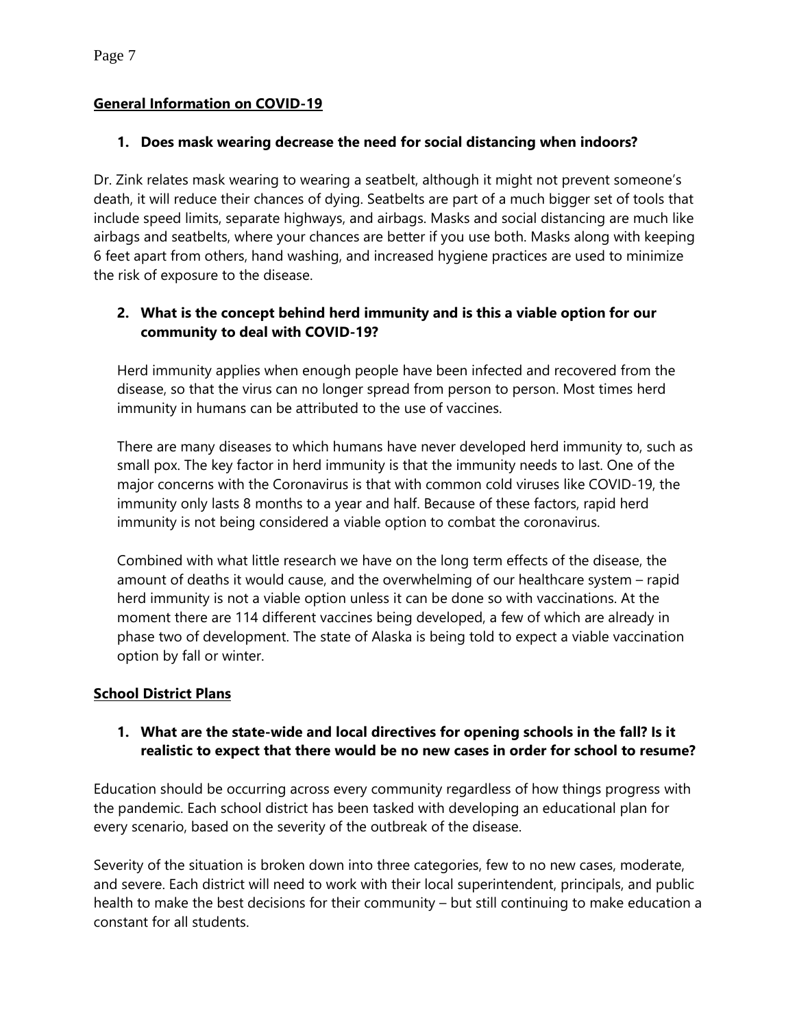**General Information on COVID-19**

**1. Does mask wearing decrease the need for social distancing when indoors?**

Dr. Zink relates mask wearing to wearing a seatbelt, although it might not prevent someone's death, it will reduce their chances of dying. Seatbelts are part of a much bigger set of tools that include speed limits, separate highways, and airbags. Masks and social distancing are much like airbags and seatbelts, where your chances are better if you use both. Masks along with keeping 6 feet apart from others, hand washing, and increased hygiene practices are used to minimize the risk of exposure to the disease.

**2. What is the concept behind herd immunity and is this a viable option for our community to deal with COVID-19?**

Herd immunity applies when enough people have been infected and recovered from the disease, so that the virus can no longer spread from person to person. Most times herd immunity in humans can be attributed to the use of vaccines.

There are many diseases to which humans have never developed herd immunity to, such as small pox. The key factor in herd immunity is that the immunity needs to last. One of the major concerns with the Coronavirus is that with common cold viruses like COVID-19, the immunity only lasts 8 months to a year and half. Because of these factors, rapid herd immunity is not being considered a viable option to combat the coronavirus.

Combined with what little research we have on the long term effects of the disease, the amount of deaths it would cause, and the overwhelming of our healthcare system – rapid herd immunity is not a viable option unless it can be done so with vaccinations. At the moment there are 114 different vaccines being developed, a few of which are already in phase two of development. The state of Alaska is being told to expect a viable vaccination option by fall or winter.

**School District Plans**

**1. What are the state-wide and local directives for opening schools in the fall? Is it realistic to expect that there would be no new cases in order for school to resume?**

Education should be occurring across every community regardless of how things progress with the pandemic. Each school district has been tasked with developing an educational plan for every scenario, based on the severity of the outbreak of the disease.

Severity of the situation is broken down into three categories, few to no new cases, moderate, and severe. Each district will need to work with their local superintendent, principals, and public health to make the best decisions for their community – but still continuing to make education a constant for all students.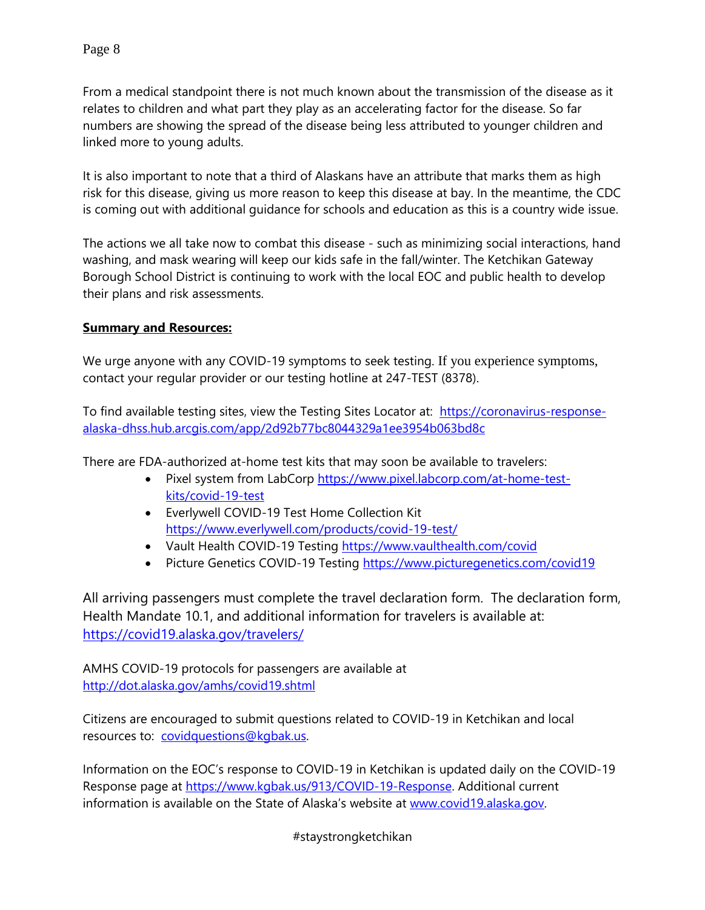From a medical standpoint there is not much known about the transmission of the disease as it relates to children and what part they play as an accelerating factor for the disease. So far numbers are showing the spread of the disease being less attributed to younger children and linked more to young adults.

It is also important to note that a third of Alaskans have an attribute that marks them as high risk for this disease, giving us more reason to keep this disease at bay. In the meantime, the CDC is coming out with additional guidance for schools and education as this is a country wide issue.

The actions we all take now to combat this disease - such as minimizing social interactions, hand washing, and mask wearing will keep our kids safe in the fall/winter. The Ketchikan Gateway Borough School District is continuing to work with the local EOC and public health to develop their plans and risk assessments.

**Summary and Resources:**

We urge anyone with any COVID-19 symptoms to seek testing. If you experience symptoms, contact your regular provider or our testing hotline at 247-TEST (8378).

To find available testing sites, view the Testing Sites Locator at: https://coronavirus-response-alaska-dhss.hub.arcgis.com/app/2d92b77bc8044329a1ee3954b063bd8c

There are FDA-authorized at-home test kits that may soon be available to travelers:

- Pixel system from LabCorp https://www.pixel.labcorp.com/at-home-test-kits/covid-19-test
- Everlywell COVID-19 Test Home Collection Kit https://www.everlywell.com/products/covid-19-test/
- Vault Health COVID-19 Testing https://www.vaulthealth.com/covid
- Picture Genetics COVID-19 Testing https://www.picturegenetics.com/covid19

All arriving passengers must complete the travel declaration form. The declaration form, Health Mandate 10.1, and additional information for travelers is available at: https://covid19.alaska.gov/travelers/

AMHS COVID-19 protocols for passengers are available at http://dot.alaska.gov/amhs/covid19.shtml

Citizens are encouraged to submit questions related to COVID-19 in Ketchikan and local resources to: covidquestions@kgbak.us.

Information on the EOC's response to COVID-19 in Ketchikan is updated daily on the COVID-19 Response page at https://www.kgbak.us/913/COVID-19-Response. Additional current information is available on the State of Alaska's website at www.covid19.alaska.gov.

#staystrongketchikan